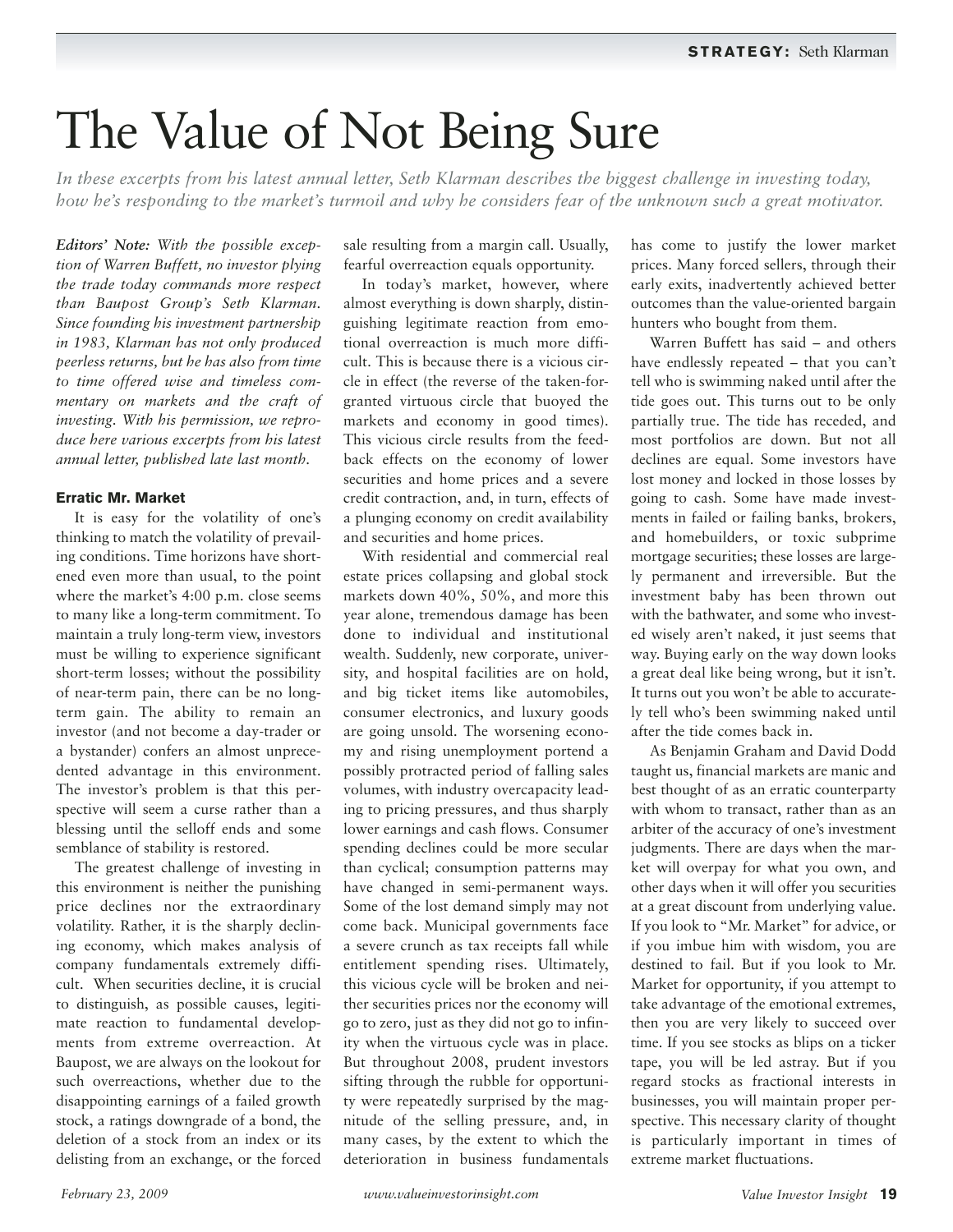# The Value of Not Being Sure

*In these excerpts from his latest annual letter, Seth Klarman describes the biggest challenge in investing today, how he's responding to the market's turmoil and why he considers fear of the unknown such a great motivator.*

***Editors' Note:** With the possible exception of Warren Buffett, no investor plying the trade today commands more respect than Baupost Group's Seth Klarman. Since founding his investment partnership in 1983, Klarman has not only produced peerless returns, but he has also from time to time offered wise and timeless commentary on markets and the craft of investing. With his permission, we reproduce here various excerpts from his latest annual letter, published late last month.*

### Erratic Mr. Market

It is easy for the volatility of one's thinking to match the volatility of prevailing conditions. Time horizons have shortened even more than usual, to the point where the market's 4:00 p.m. close seems to many like a long-term commitment. To maintain a truly long-term view, investors must be willing to experience significant short-term losses; without the possibility of near-term pain, there can be no long-term gain. The ability to remain an investor (and not become a day-trader or a bystander) confers an almost unprecedented advantage in this environment. The investor's problem is that this perspective will seem a curse rather than a blessing until the selloff ends and some semblance of stability is restored.

The greatest challenge of investing in this environment is neither the punishing price declines nor the extraordinary volatility. Rather, it is the sharply declining economy, which makes analysis of company fundamentals extremely difficult. When securities decline, it is crucial to distinguish, as possible causes, legitimate reaction to fundamental developments from extreme overreaction. At Baupost, we are always on the lookout for such overreactions, whether due to the disappointing earnings of a failed growth stock, a ratings downgrade of a bond, the deletion of a stock from an index or its delisting from an exchange, or the forced sale resulting from a margin call. Usually, fearful overreaction equals opportunity.

In today's market, however, where almost everything is down sharply, distinguishing legitimate reaction from emotional overreaction is much more difficult. This is because there is a vicious circle in effect (the reverse of the taken-for-granted virtuous circle that buoyed the markets and economy in good times). This vicious circle results from the feedback effects on the economy of lower securities and home prices and a severe credit contraction, and, in turn, effects of a plunging economy on credit availability and securities and home prices.

With residential and commercial real estate prices collapsing and global stock markets down 40%, 50%, and more this year alone, tremendous damage has been done to individual and institutional wealth. Suddenly, new corporate, university, and hospital facilities are on hold, and big ticket items like automobiles, consumer electronics, and luxury goods are going unsold. The worsening economy and rising unemployment portend a possibly protracted period of falling sales volumes, with industry overcapacity leading to pricing pressures, and thus sharply lower earnings and cash flows. Consumer spending declines could be more secular than cyclical; consumption patterns may have changed in semi-permanent ways. Some of the lost demand simply may not come back. Municipal governments face a severe crunch as tax receipts fall while entitlement spending rises. Ultimately, this vicious cycle will be broken and neither securities prices nor the economy will go to zero, just as they did not go to infinity when the virtuous cycle was in place. But throughout 2008, prudent investors sifting through the rubble for opportunity were repeatedly surprised by the magnitude of the selling pressure, and, in many cases, by the extent to which the deterioration in business fundamentals has come to justify the lower market prices. Many forced sellers, through their early exits, inadvertently achieved better outcomes than the value-oriented bargain hunters who bought from them.

Warren Buffett has said – and others have endlessly repeated – that you can't tell who is swimming naked until after the tide goes out. This turns out to be only partially true. The tide has receded, and most portfolios are down. But not all declines are equal. Some investors have lost money and locked in those losses by going to cash. Some have made investments in failed or failing banks, brokers, and homebuilders, or toxic subprime mortgage securities; these losses are largely permanent and irreversible. But the investment baby has been thrown out with the bathwater, and some who invested wisely aren't naked, it just seems that way. Buying early on the way down looks a great deal like being wrong, but it isn't. It turns out you won't be able to accurately tell who's been swimming naked until after the tide comes back in.

As Benjamin Graham and David Dodd taught us, financial markets are manic and best thought of as an erratic counterparty with whom to transact, rather than as an arbiter of the accuracy of one's investment judgments. There are days when the market will overpay for what you own, and other days when it will offer you securities at a great discount from underlying value. If you look to "Mr. Market" for advice, or if you imbue him with wisdom, you are destined to fail. But if you look to Mr. Market for opportunity, if you attempt to take advantage of the emotional extremes, then you are very likely to succeed over time. If you see stocks as blips on a ticker tape, you will be led astray. But if you regard stocks as fractional interests in businesses, you will maintain proper perspective. This necessary clarity of thought is particularly important in times of extreme market fluctuations.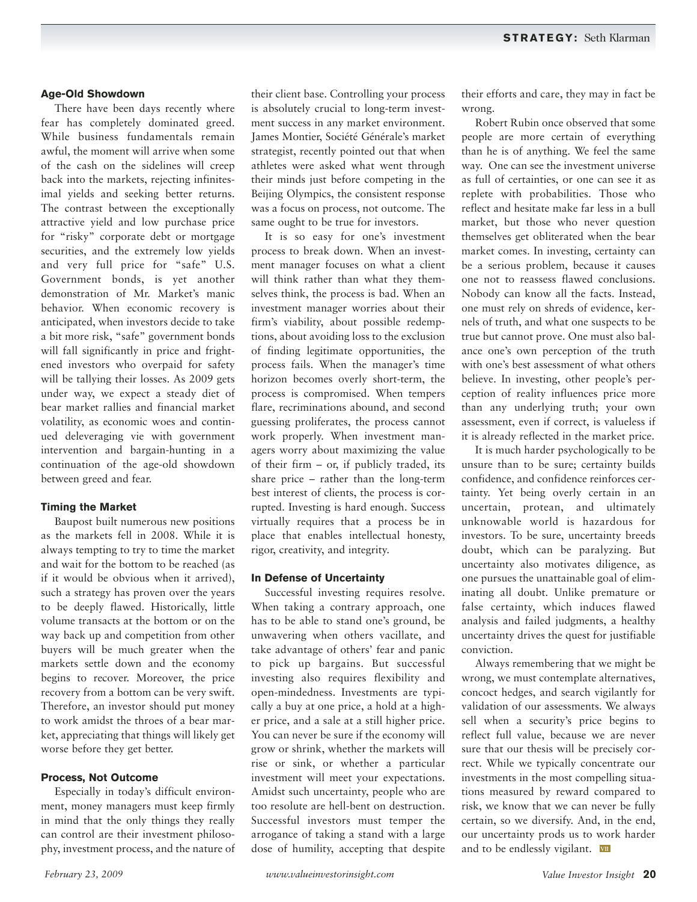### Age-Old Showdown

There have been days recently where fear has completely dominated greed. While business fundamentals remain awful, the moment will arrive when some of the cash on the sidelines will creep back into the markets, rejecting infinitesimal yields and seeking better returns. The contrast between the exceptionally attractive yield and low purchase price for "risky" corporate debt or mortgage securities, and the extremely low yields and very full price for "safe" U.S. Government bonds, is yet another demonstration of Mr. Market's manic behavior. When economic recovery is anticipated, when investors decide to take a bit more risk, "safe" government bonds will fall significantly in price and frightened investors who overpaid for safety will be tallying their losses. As 2009 gets under way, we expect a steady diet of bear market rallies and financial market volatility, as economic woes and continued deleveraging vie with government intervention and bargain-hunting in a continuation of the age-old showdown between greed and fear.

### Timing the Market

Baupost built numerous new positions as the markets fell in 2008. While it is always tempting to try to time the market and wait for the bottom to be reached (as if it would be obvious when it arrived), such a strategy has proven over the years to be deeply flawed. Historically, little volume transacts at the bottom or on the way back up and competition from other buyers will be much greater when the markets settle down and the economy begins to recover. Moreover, the price recovery from a bottom can be very swift. Therefore, an investor should put money to work amidst the throes of a bear market, appreciating that things will likely get worse before they get better.

### Process, Not Outcome

Especially in today's difficult environment, money managers must keep firmly in mind that the only things they really can control are their investment philosophy, investment process, and the nature of their client base. Controlling your process is absolutely crucial to long-term investment success in any market environment. James Montier, Société Générale's market strategist, recently pointed out that when athletes were asked what went through their minds just before competing in the Beijing Olympics, the consistent response was a focus on process, not outcome. The same ought to be true for investors.

It is so easy for one's investment process to break down. When an investment manager focuses on what a client will think rather than what they themselves think, the process is bad. When an investment manager worries about their firm's viability, about possible redemptions, about avoiding loss to the exclusion of finding legitimate opportunities, the process fails. When the manager's time horizon becomes overly short-term, the process is compromised. When tempers flare, recriminations abound, and second guessing proliferates, the process cannot work properly. When investment managers worry about maximizing the value of their firm – or, if publicly traded, its share price – rather than the long-term best interest of clients, the process is corrupted. Investing is hard enough. Success virtually requires that a process be in place that enables intellectual honesty, rigor, creativity, and integrity.

### In Defense of Uncertainty

Successful investing requires resolve. When taking a contrary approach, one has to be able to stand one's ground, be unwavering when others vacillate, and take advantage of others' fear and panic to pick up bargains. But successful investing also requires flexibility and open-mindedness. Investments are typically a buy at one price, a hold at a higher price, and a sale at a still higher price. You can never be sure if the economy will grow or shrink, whether the markets will rise or sink, or whether a particular investment will meet your expectations. Amidst such uncertainty, people who are too resolute are hell-bent on destruction. Successful investors must temper the arrogance of taking a stand with a large dose of humility, accepting that despite their efforts and care, they may in fact be wrong.

Robert Rubin once observed that some people are more certain of everything than he is of anything. We feel the same way. One can see the investment universe as full of certainties, or one can see it as replete with probabilities. Those who reflect and hesitate make far less in a bull market, but those who never question themselves get obliterated when the bear market comes. In investing, certainty can be a serious problem, because it causes one not to reassess flawed conclusions. Nobody can know all the facts. Instead, one must rely on shreds of evidence, kernels of truth, and what one suspects to be true but cannot prove. One must also balance one's own perception of the truth with one's best assessment of what others believe. In investing, other people's perception of reality influences price more than any underlying truth; your own assessment, even if correct, is valueless if it is already reflected in the market price.

It is much harder psychologically to be unsure than to be sure; certainty builds confidence, and confidence reinforces certainty. Yet being overly certain in an uncertain, protean, and ultimately unknowable world is hazardous for investors. To be sure, uncertainty breeds doubt, which can be paralyzing. But uncertainty also motivates diligence, as one pursues the unattainable goal of eliminating all doubt. Unlike premature or false certainty, which induces flawed analysis and failed judgments, a healthy uncertainty drives the quest for justifiable conviction.

Always remembering that we might be wrong, we must contemplate alternatives, concoct hedges, and search vigilantly for validation of our assessments. We always sell when a security's price begins to reflect full value, because we are never sure that our thesis will be precisely correct. While we typically concentrate our investments in the most compelling situations measured by reward compared to risk, we know that we can never be fully certain, so we diversify. And, in the end, our uncertainty prods us to work harder and to be endlessly vigilant.